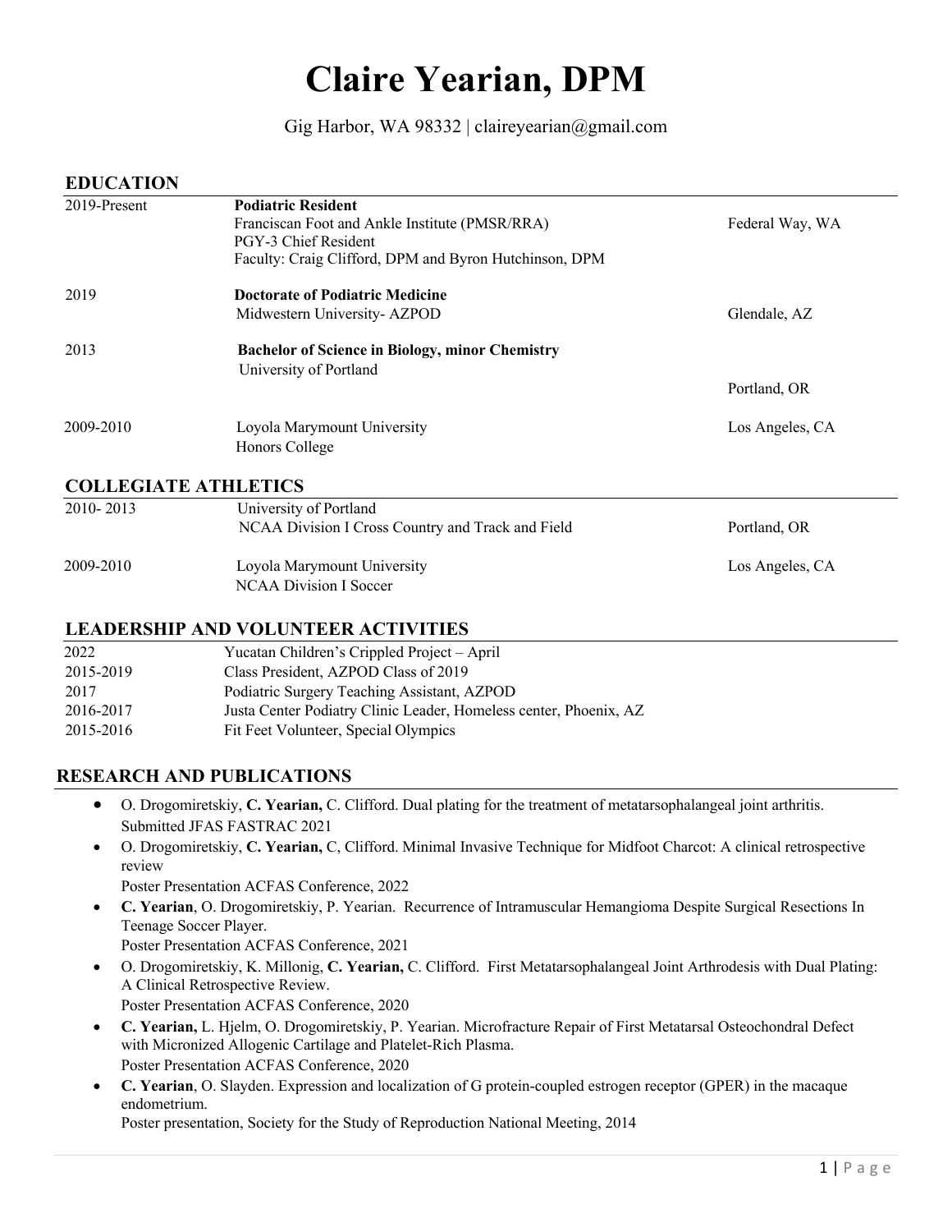# Claire Yearian, DPM

Gig Harbor, WA 98332 | claireyearian@gmail.com

## EDUCATION

| | | |
|---|---|---|
| 2019-Present | **Podiatric Resident**<br>Franciscan Foot and Ankle Institute (PMSR/RRA)<br>PGY-3 Chief Resident<br>Faculty: Craig Clifford, DPM and Byron Hutchinson, DPM | Federal Way, WA |
| 2019 | **Doctorate of Podiatric Medicine**<br>Midwestern University- AZPOD | Glendale, AZ |
| 2013 | **Bachelor of Science in Biology, minor Chemistry**<br>University of Portland | Portland, OR |
| 2009-2010 | Loyola Marymount University<br>Honors College | Los Angeles, CA |

## COLLEGIATE ATHLETICS

| | | |
|---|---|---|
| 2010- 2013 | University of Portland<br>NCAA Division I Cross Country and Track and Field | Portland, OR |
| 2009-2010 | Loyola Marymount University<br>NCAA Division I Soccer | Los Angeles, CA |

## LEADERSHIP AND VOLUNTEER ACTIVITIES

| | |
|---|---|
| 2022 | Yucatan Children's Crippled Project – April |
| 2015-2019 | Class President, AZPOD Class of 2019 |
| 2017 | Podiatric Surgery Teaching Assistant, AZPOD |
| 2016-2017 | Justa Center Podiatry Clinic Leader, Homeless center, Phoenix, AZ |
| 2015-2016 | Fit Feet Volunteer, Special Olympics |

## RESEARCH AND PUBLICATIONS

- O. Drogomiretskiy, **C. Yearian,** C. Clifford. Dual plating for the treatment of metatarsophalangeal joint arthritis. Submitted JFAS FASTRAC 2021
- O. Drogomiretskiy, **C. Yearian,** C, Clifford. Minimal Invasive Technique for Midfoot Charcot: A clinical retrospective review
  Poster Presentation ACFAS Conference, 2022
- **C. Yearian**, O. Drogomiretskiy, P. Yearian. Recurrence of Intramuscular Hemangioma Despite Surgical Resections In Teenage Soccer Player.
  Poster Presentation ACFAS Conference, 2021
- O. Drogomiretskiy, K. Millonig, **C. Yearian,** C. Clifford. First Metatarsophalangeal Joint Arthrodesis with Dual Plating: A Clinical Retrospective Review.
  Poster Presentation ACFAS Conference, 2020
- **C. Yearian,** L. Hjelm, O. Drogomiretskiy, P. Yearian. Microfracture Repair of First Metatarsal Osteochondral Defect with Micronized Allogenic Cartilage and Platelet-Rich Plasma.
  Poster Presentation ACFAS Conference, 2020
- **C. Yearian**, O. Slayden. Expression and localization of G protein-coupled estrogen receptor (GPER) in the macaque endometrium.
  Poster presentation, Society for the Study of Reproduction National Meeting, 2014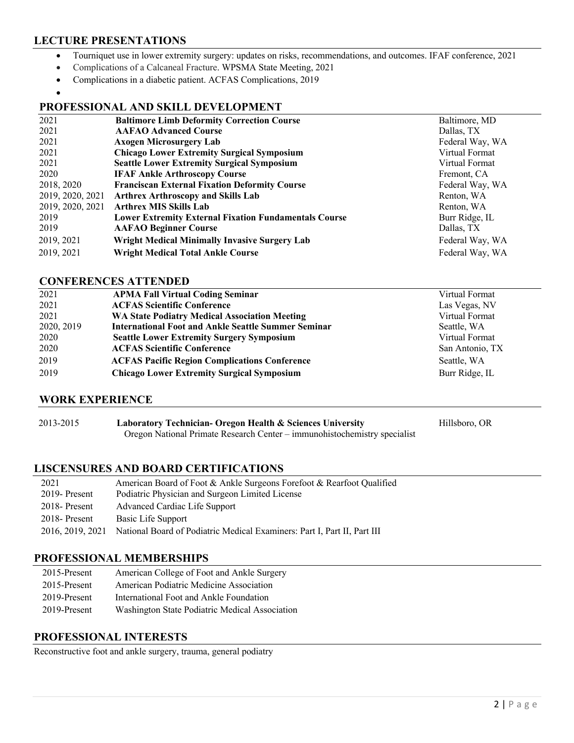## LECTURE PRESENTATIONS

- Tourniquet use in lower extremity surgery: updates on risks, recommendations, and outcomes. IFAF conference, 2021
- Complications of a Calcaneal Fracture. WPSMA State Meeting, 2021
- Complications in a diabetic patient. ACFAS Complications, 2019
- 

## PROFESSIONAL AND SKILL DEVELOPMENT

| | | |
|---|---|---|
| 2021 | **Baltimore Limb Deformity Correction Course** | Baltimore, MD |
| 2021 | **AAFAO Advanced Course** | Dallas, TX |
| 2021 | **Axogen Microsurgery Lab** | Federal Way, WA |
| 2021 | **Chicago Lower Extremity Surgical Symposium** | Virtual Format |
| 2021 | **Seattle Lower Extremity Surgical Symposium** | Virtual Format |
| 2020 | **IFAF Ankle Arthroscopy Course** | Fremont, CA |
| 2018, 2020 | **Franciscan External Fixation Deformity Course** | Federal Way, WA |
| 2019, 2020, 2021 | **Arthrex Arthroscopy and Skills Lab** | Renton, WA |
| 2019, 2020, 2021 | **Arthrex MIS Skills Lab** | Renton, WA |
| 2019 | **Lower Extremity External Fixation Fundamentals Course** | Burr Ridge, IL |
| 2019 | **AAFAO Beginner Course** | Dallas, TX |
| 2019, 2021 | **Wright Medical Minimally Invasive Surgery Lab** | Federal Way, WA |
| 2019, 2021 | **Wright Medical Total Ankle Course** | Federal Way, WA |

## CONFERENCES ATTENDED

| | | |
|---|---|---|
| 2021 | **APMA Fall Virtual Coding Seminar** | Virtual Format |
| 2021 | **ACFAS Scientific Conference** | Las Vegas, NV |
| 2021 | **WA State Podiatry Medical Association Meeting** | Virtual Format |
| 2020, 2019 | **International Foot and Ankle Seattle Summer Seminar** | Seattle, WA |
| 2020 | **Seattle Lower Extremity Surgery Symposium** | Virtual Format |
| 2020 | **ACFAS Scientific Conference** | San Antonio, TX |
| 2019 | **ACFAS Pacific Region Complications Conference** | Seattle, WA |
| 2019 | **Chicago Lower Extremity Surgical Symposium** | Burr Ridge, IL |

## WORK EXPERIENCE

| | | |
|---|---|---|
| 2013-2015 | **Laboratory Technician- Oregon Health & Sciences University**<br>Oregon National Primate Research Center – immunohistochemistry specialist | Hillsboro, OR |

## LISCENSURES AND BOARD CERTIFICATIONS

| | |
|---|---|
| 2021 | American Board of Foot & Ankle Surgeons Forefoot & Rearfoot Qualified |
| 2019- Present | Podiatric Physician and Surgeon Limited License |
| 2018- Present | Advanced Cardiac Life Support |
| 2018- Present | Basic Life Support |
| 2016, 2019, 2021 | National Board of Podiatric Medical Examiners: Part I, Part II, Part III |

## PROFESSIONAL MEMBERSHIPS

| | |
|---|---|
| 2015-Present | American College of Foot and Ankle Surgery |
| 2015-Present | American Podiatric Medicine Association |
| 2019-Present | International Foot and Ankle Foundation |
| 2019-Present | Washington State Podiatric Medical Association |

## PROFESSIONAL INTERESTS

Reconstructive foot and ankle surgery, trauma, general podiatry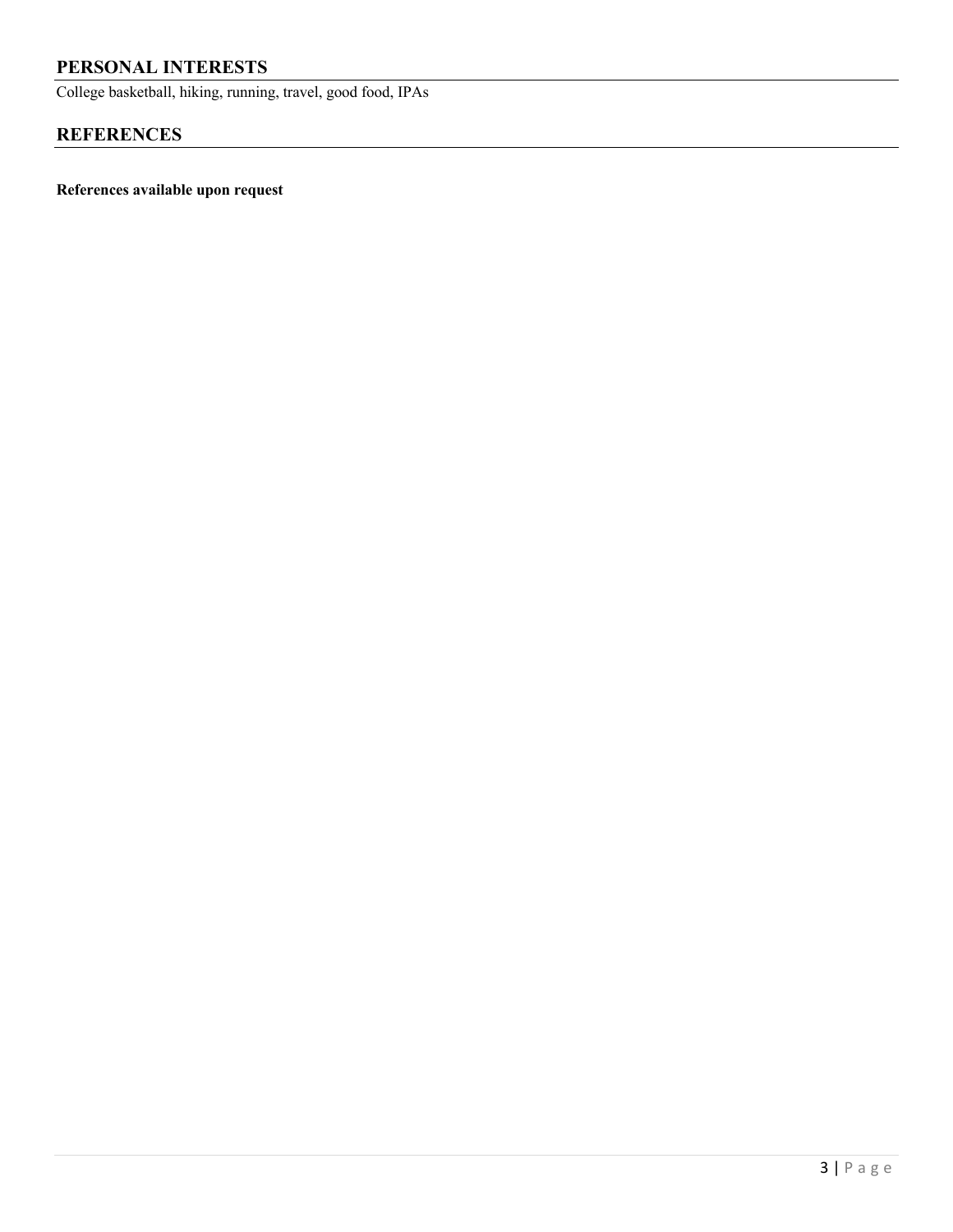## PERSONAL INTERESTS

College basketball, hiking, running, travel, good food, IPAs

## REFERENCES

**References available upon request**